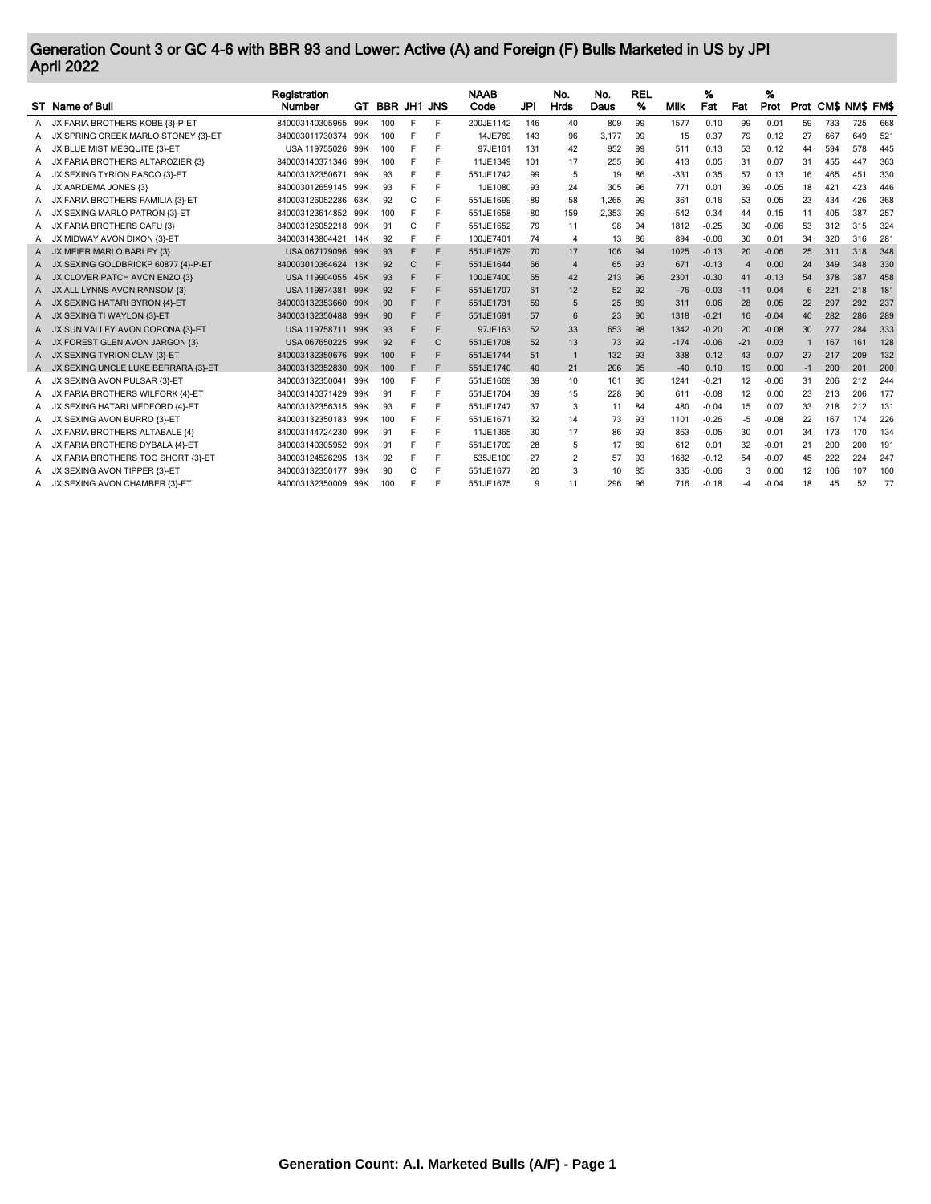# Generation Count 3 or GC 4-6 with BBR 93 and Lower: Active (A) and Foreign (F) Bulls Marketed in US by JPI
## April 2022

| ST | Name of Bull | Registration Number | GT | BBR | JH1 | JNS | NAAB Code | JPI | No. Hrds | No. Daus | REL % | Milk | % Fat | Fat | % Prot | Prot | CM$ | NM$ | FM$ |
|---|---|---|---|---|---|---|---|---|---|---|---|---|---|---|---|---|---|---|---|
| A | JX FARIA BROTHERS KOBE {3}-P-ET | 840003140305965 | 99K | 100 | F | F | 200JE1142 | 146 | 40 | 809 | 99 | 1577 | 0.10 | 99 | 0.01 | 59 | 733 | 725 | 668 |
| A | JX SPRING CREEK MARLO STONEY {3}-ET | 840003011730374 | 99K | 100 | F | F | 14JE769 | 143 | 96 | 3,177 | 99 | 15 | 0.37 | 79 | 0.12 | 27 | 667 | 649 | 521 |
| A | JX BLUE MIST MESQUITE {3}-ET | USA 119755026 | 99K | 100 | F | F | 97JE161 | 131 | 42 | 952 | 99 | 511 | 0.13 | 53 | 0.12 | 44 | 594 | 578 | 445 |
| A | JX FARIA BROTHERS ALTAROZIER {3} | 840003140371346 | 99K | 100 | F | F | 11JE1349 | 101 | 17 | 255 | 96 | 413 | 0.05 | 31 | 0.07 | 31 | 455 | 447 | 363 |
| A | JX SEXING TYRION PASCO {3}-ET | 840003132350671 | 99K | 93 | F | F | 551JE1742 | 99 | 5 | 19 | 86 | -331 | 0.35 | 57 | 0.13 | 16 | 465 | 451 | 330 |
| A | JX AARDEMA JONES {3} | 840003012659145 | 99K | 93 | F | F | 1JE1080 | 93 | 24 | 305 | 96 | 771 | 0.01 | 39 | -0.05 | 18 | 421 | 423 | 446 |
| A | JX FARIA BROTHERS FAMILIA {3}-ET | 840003126052286 | 63K | 92 | C | F | 551JE1699 | 89 | 58 | 1,265 | 99 | 361 | 0.16 | 53 | 0.05 | 23 | 434 | 426 | 368 |
| A | JX SEXING MARLO PATRON {3}-ET | 840003123614852 | 99K | 100 | F | F | 551JE1658 | 80 | 159 | 2,353 | 99 | -542 | 0.34 | 44 | 0.15 | 11 | 405 | 387 | 257 |
| A | JX FARIA BROTHERS CAFU {3} | 840003126052218 | 99K | 91 | C | F | 551JE1652 | 79 | 11 | 98 | 94 | 1812 | -0.25 | 30 | -0.06 | 53 | 312 | 315 | 324 |
| A | JX MIDWAY AVON DIXON {3}-ET | 840003143804421 | 14K | 92 | F | F | 100JE7401 | 74 | 4 | 13 | 86 | 894 | -0.06 | 30 | 0.01 | 34 | 320 | 316 | 281 |
| A | JX MEIER MARLO BARLEY {3} | USA 067179096 | 99K | 93 | F | F | 551JE1679 | 70 | 17 | 106 | 94 | 1025 | -0.13 | 20 | -0.06 | 25 | 311 | 318 | 348 |
| A | JX SEXING GOLDBRICKP 60877 {4}-P-ET | 840003010364624 | 13K | 92 | C | F | 551JE1644 | 66 | 4 | 65 | 93 | 671 | -0.13 | 4 | 0.00 | 24 | 349 | 348 | 330 |
| A | JX CLOVER PATCH AVON ENZO {3} | USA 119904055 | 45K | 93 | F | F | 100JE7400 | 65 | 42 | 213 | 96 | 2301 | -0.30 | 41 | -0.13 | 54 | 378 | 387 | 458 |
| A | JX ALL LYNNS AVON RANSOM {3} | USA 119874381 | 99K | 92 | F | F | 551JE1707 | 61 | 12 | 52 | 92 | -76 | -0.03 | -11 | 0.04 | 6 | 221 | 218 | 181 |
| A | JX SEXING HATARI BYRON {4}-ET | 840003132353660 | 99K | 90 | F | F | 551JE1731 | 59 | 5 | 25 | 89 | 311 | 0.06 | 28 | 0.05 | 22 | 297 | 292 | 237 |
| A | JX SEXING TI WAYLON {3}-ET | 840003132350488 | 99K | 90 | F | F | 551JE1691 | 57 | 6 | 23 | 90 | 1318 | -0.21 | 16 | -0.04 | 40 | 282 | 286 | 289 |
| A | JX SUN VALLEY AVON CORONA {3}-ET | USA 119758711 | 99K | 93 | F | F | 97JE163 | 52 | 33 | 653 | 98 | 1342 | -0.20 | 20 | -0.08 | 30 | 277 | 284 | 333 |
| A | JX FOREST GLEN AVON JARGON {3} | USA 067650225 | 99K | 92 | F | C | 551JE1708 | 52 | 13 | 73 | 92 | -174 | -0.06 | -21 | 0.03 | 1 | 167 | 161 | 128 |
| A | JX SEXING TYRION CLAY {3}-ET | 840003132350676 | 99K | 100 | F | F | 551JE1744 | 51 | 1 | 132 | 93 | 338 | 0.12 | 43 | 0.07 | 27 | 217 | 209 | 132 |
| A | JX SEXING UNCLE LUKE BERRARA {3}-ET | 840003132352830 | 99K | 100 | F | F | 551JE1740 | 40 | 21 | 206 | 95 | -40 | 0.10 | 19 | 0.00 | -1 | 200 | 201 | 200 |
| A | JX SEXING AVON PULSAR {3}-ET | 840003132350041 | 99K | 100 | F | F | 551JE1669 | 39 | 10 | 161 | 95 | 1241 | -0.21 | 12 | -0.06 | 31 | 206 | 212 | 244 |
| A | JX FARIA BROTHERS WILFORK {4}-ET | 840003140371429 | 99K | 91 | F | F | 551JE1704 | 39 | 15 | 228 | 96 | 611 | -0.08 | 12 | 0.00 | 23 | 213 | 206 | 177 |
| A | JX SEXING HATARI MEDFORD {4}-ET | 840003132356315 | 99K | 93 | F | F | 551JE1747 | 37 | 3 | 11 | 84 | 480 | -0.04 | 15 | 0.07 | 33 | 218 | 212 | 131 |
| A | JX SEXING AVON BURRO {3}-ET | 840003132350183 | 99K | 100 | F | F | 551JE1671 | 32 | 14 | 73 | 93 | 1101 | -0.26 | -5 | -0.08 | 22 | 167 | 174 | 226 |
| A | JX FARIA BROTHERS ALTABALE {4} | 840003144724230 | 99K | 91 | F | F | 11JE1365 | 30 | 17 | 86 | 93 | 863 | -0.05 | 30 | 0.01 | 34 | 173 | 170 | 134 |
| A | JX FARIA BROTHERS DYBALA {4}-ET | 840003140305952 | 99K | 91 | F | F | 551JE1709 | 28 | 5 | 17 | 89 | 612 | 0.01 | 32 | -0.01 | 21 | 200 | 200 | 191 |
| A | JX FARIA BROTHERS TOO SHORT {3}-ET | 840003124526295 | 13K | 92 | F | F | 535JE100 | 27 | 2 | 57 | 93 | 1682 | -0.12 | 54 | -0.07 | 45 | 222 | 224 | 247 |
| A | JX SEXING AVON TIPPER {3}-ET | 840003132350177 | 99K | 90 | C | F | 551JE1677 | 20 | 3 | 10 | 85 | 335 | -0.06 | 3 | 0.00 | 12 | 106 | 107 | 100 |
| A | JX SEXING AVON CHAMBER {3}-ET | 840003132350009 | 99K | 100 | F | F | 551JE1675 | 9 | 11 | 296 | 96 | 716 | -0.18 | -4 | -0.04 | 18 | 45 | 52 | 77 |

**Generation Count: A.I. Marketed Bulls (A/F) - Page 1**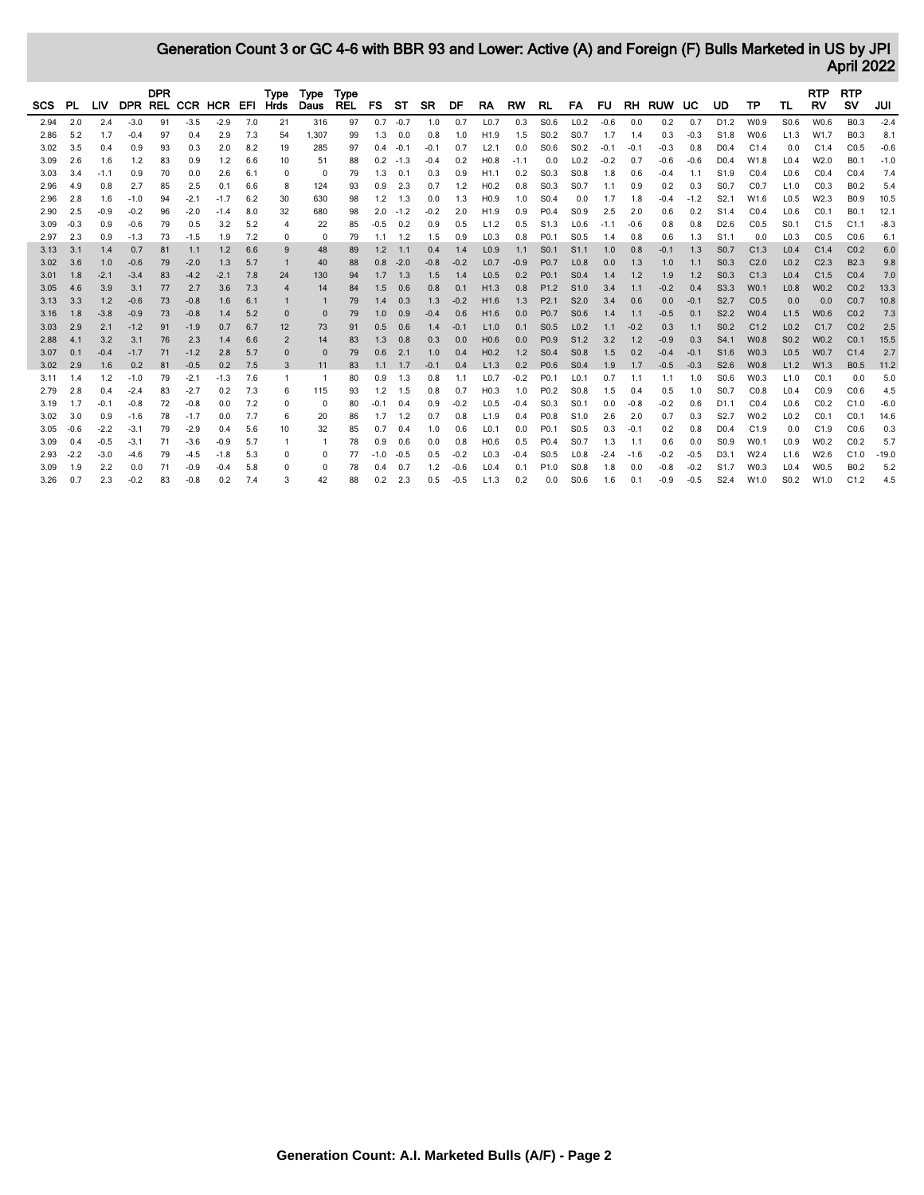## Generation Count 3 or GC 4-6 with BBR 93 and Lower: Active (A) and Foreign (F) Bulls Marketed in US by JPI
April 2022

| SCS | PL | LIV | DPR | DPR REL | CCR | HCR | EFI | Type Hrds | Type Daus | Type REL | FS | ST | SR | DF | RA | RW | RL | FA | FU | RH | RUW | UC | UD | TP | TL | RTP RV | RTP SV | JUI |
|---|---|---|---|---|---|---|---|---|---|---|---|---|---|---|---|---|---|---|---|---|---|---|---|---|---|---|---|---|
| 2.94 | 2.0 | 2.4 | -3.0 | 91 | -3.5 | -2.9 | 7.0 | 21 | 316 | 97 | 0.7 | -0.7 | 1.0 | 0.7 | L0.7 | 0.3 | S0.6 | L0.2 | -0.6 | 0.0 | 0.2 | 0.7 | D1.2 | W0.9 | S0.6 | W0.6 | B0.3 | -2.4 |
| 2.86 | 5.2 | 1.7 | -0.4 | 97 | 0.4 | 2.9 | 7.3 | 54 | 1,307 | 99 | 1.3 | 0.0 | 0.8 | 1.0 | H1.9 | 1.5 | S0.2 | S0.7 | 1.7 | 1.4 | 0.3 | -0.3 | S1.8 | W0.6 | L1.3 | W1.7 | B0.3 | 8.1 |
| 3.02 | 3.5 | 0.4 | 0.9 | 93 | 0.3 | 2.0 | 8.2 | 19 | 285 | 97 | 0.4 | -0.1 | -0.1 | 0.7 | L2.1 | 0.0 | S0.6 | S0.2 | -0.1 | -0.1 | -0.3 | 0.8 | D0.4 | C1.4 | 0.0 | C1.4 | C0.5 | -0.6 |
| 3.09 | 2.6 | 1.6 | 1.2 | 83 | 0.9 | 1.2 | 6.6 | 10 | 51 | 88 | 0.2 | -1.3 | -0.4 | 0.2 | H0.8 | -1.1 | 0.0 | L0.2 | -0.2 | 0.7 | -0.6 | -0.6 | D0.4 | W1.8 | L0.4 | W2.0 | B0.1 | -1.0 |
| 3.03 | 3.4 | -1.1 | 0.9 | 70 | 0.0 | 2.6 | 6.1 | 0 | 0 | 79 | 1.3 | 0.1 | 0.3 | 0.9 | H1.1 | 0.2 | S0.3 | S0.8 | 1.8 | 0.6 | -0.4 | 1.1 | S1.9 | C0.4 | L0.6 | C0.4 | C0.4 | 7.4 |
| 2.96 | 4.9 | 0.8 | 2.7 | 85 | 2.5 | 0.1 | 6.6 | 8 | 124 | 93 | 0.9 | 2.3 | 0.7 | 1.2 | H0.2 | 0.8 | S0.3 | S0.7 | 1.1 | 0.9 | 0.2 | 0.3 | S0.7 | C0.7 | L1.0 | C0.3 | B0.2 | 5.4 |
| 2.96 | 2.8 | 1.6 | -1.0 | 94 | -2.1 | -1.7 | 6.2 | 30 | 630 | 98 | 1.2 | 1.3 | 0.0 | 1.3 | H0.9 | 1.0 | S0.4 | 0.0 | 1.7 | 1.8 | -0.4 | -1.2 | S2.1 | W1.6 | L0.5 | W2.3 | B0.9 | 10.5 |
| 2.90 | 2.5 | -0.9 | -0.2 | 96 | -2.0 | -1.4 | 8.0 | 32 | 680 | 98 | 2.0 | -1.2 | -0.2 | 2.0 | H1.9 | 0.9 | P0.4 | S0.9 | 2.5 | 2.0 | 0.6 | 0.2 | S1.4 | C0.4 | L0.6 | C0.1 | B0.1 | 12.1 |
| 3.09 | -0.3 | 0.9 | -0.6 | 79 | 0.5 | 3.2 | 5.2 | 4 | 22 | 85 | -0.5 | 0.2 | 0.9 | 0.5 | L1.2 | 0.5 | S1.3 | L0.6 | -1.1 | -0.6 | 0.8 | 0.8 | D2.6 | C0.5 | S0.1 | C1.5 | C1.1 | -8.3 |
| 2.97 | 2.3 | 0.9 | -1.3 | 73 | -1.5 | 1.9 | 7.2 | 0 | 0 | 79 | 1.1 | 1.2 | 1.5 | 0.9 | L0.3 | 0.8 | P0.1 | S0.5 | 1.4 | 0.8 | 0.6 | 1.3 | S1.1 | 0.0 | L0.3 | C0.5 | C0.6 | 6.1 |
| 3.13 | 3.1 | 1.4 | 0.7 | 81 | 1.1 | 1.2 | 6.6 | 9 | 48 | 89 | 1.2 | 1.1 | 0.4 | 1.4 | L0.9 | 1.1 | S0.1 | S1.1 | 1.0 | 0.8 | -0.1 | 1.3 | S0.7 | C1.3 | L0.4 | C1.4 | C0.2 | 6.0 |
| 3.02 | 3.6 | 1.0 | -0.6 | 79 | -2.0 | 1.3 | 5.7 | 1 | 40 | 88 | 0.8 | -2.0 | -0.8 | -0.2 | L0.7 | -0.9 | P0.7 | L0.8 | 0.0 | 1.3 | 1.0 | 1.1 | S0.3 | C2.0 | L0.2 | C2.3 | B2.3 | 9.8 |
| 3.01 | 1.8 | -2.1 | -3.4 | 83 | -4.2 | -2.1 | 7.8 | 24 | 130 | 94 | 1.7 | 1.3 | 1.5 | 1.4 | L0.5 | 0.2 | P0.1 | S0.4 | 1.4 | 1.2 | 1.9 | 1.2 | S0.3 | C1.3 | L0.4 | C1.5 | C0.4 | 7.0 |
| 3.05 | 4.6 | 3.9 | 3.1 | 77 | 2.7 | 3.6 | 7.3 | 4 | 14 | 84 | 1.5 | 0.6 | 0.8 | 0.1 | H1.3 | 0.8 | P1.2 | S1.0 | 3.4 | 1.1 | -0.2 | 0.4 | S3.3 | W0.1 | L0.8 | W0.2 | C0.2 | 13.3 |
| 3.13 | 3.3 | 1.2 | -0.6 | 73 | -0.8 | 1.6 | 6.1 | 1 | 1 | 79 | 1.4 | 0.3 | 1.3 | -0.2 | H1.6 | 1.3 | P2.1 | S2.0 | 3.4 | 0.6 | 0.0 | -0.1 | S2.7 | C0.5 | 0.0 | 0.0 | C0.7 | 10.8 |
| 3.16 | 1.8 | -3.8 | -0.9 | 73 | -0.8 | 1.4 | 5.2 | 0 | 0 | 79 | 1.0 | 0.9 | -0.4 | 0.6 | H1.6 | 0.0 | P0.7 | S0.6 | 1.4 | 1.1 | -0.5 | 0.1 | S2.2 | W0.4 | L1.5 | W0.6 | C0.2 | 7.3 |
| 3.03 | 2.9 | 2.1 | -1.2 | 91 | -1.9 | 0.7 | 6.7 | 12 | 73 | 91 | 0.5 | 0.6 | 1.4 | -0.1 | L1.0 | 0.1 | S0.5 | L0.2 | 1.1 | -0.2 | 0.3 | 1.1 | S0.2 | C1.2 | L0.2 | C1.7 | C0.2 | 2.5 |
| 2.88 | 4.1 | 3.2 | 3.1 | 76 | 2.3 | 1.4 | 6.6 | 2 | 14 | 83 | 1.3 | 0.8 | 0.3 | 0.0 | H0.6 | 0.0 | P0.9 | S1.2 | 3.2 | 1.2 | -0.9 | 0.3 | S4.1 | W0.8 | S0.2 | W0.2 | C0.1 | 15.5 |
| 3.07 | 0.1 | -0.4 | -1.7 | 71 | -1.2 | 2.8 | 5.7 | 0 | 0 | 79 | 0.6 | 2.1 | 1.0 | 0.4 | H0.2 | 1.2 | S0.4 | S0.8 | 1.5 | 0.2 | -0.4 | -0.1 | S1.6 | W0.3 | L0.5 | W0.7 | C1.4 | 2.7 |
| 3.02 | 2.9 | 1.6 | 0.2 | 81 | -0.5 | 0.2 | 7.5 | 3 | 11 | 83 | 1.1 | 1.7 | -0.1 | 0.4 | L1.3 | 0.2 | P0.6 | S0.4 | 1.9 | 1.7 | -0.5 | -0.3 | S2.6 | W0.8 | L1.2 | W1.3 | B0.5 | 11.2 |
| 3.11 | 1.4 | 1.2 | -1.0 | 79 | -2.1 | -1.3 | 7.6 | 1 | 1 | 80 | 0.9 | 1.3 | 0.8 | 1.1 | L0.7 | -0.2 | P0.1 | L0.1 | 0.7 | 1.1 | 1.1 | 1.0 | S0.6 | W0.3 | L1.0 | C0.1 | 0.0 | 5.0 |
| 2.79 | 2.8 | 0.4 | -2.4 | 83 | -2.7 | 0.2 | 7.3 | 6 | 115 | 93 | 1.2 | 1.5 | 0.8 | 0.7 | H0.3 | 1.0 | P0.2 | S0.8 | 1.5 | 0.4 | 0.5 | 1.0 | S0.7 | C0.8 | L0.4 | C0.9 | C0.6 | 4.5 |
| 3.19 | 1.7 | -0.1 | -0.8 | 72 | -0.8 | 0.0 | 7.2 | 0 | 0 | 80 | -0.1 | 0.4 | 0.9 | -0.2 | L0.5 | -0.4 | S0.3 | S0.1 | 0.0 | -0.8 | -0.2 | 0.6 | D1.1 | C0.4 | L0.6 | C0.2 | C1.0 | -6.0 |
| 3.02 | 3.0 | 0.9 | -1.6 | 78 | -1.7 | 0.0 | 7.7 | 6 | 20 | 86 | 1.7 | 1.2 | 0.7 | 0.8 | L1.9 | 0.4 | P0.8 | S1.0 | 2.6 | 2.0 | 0.7 | 0.3 | S2.7 | W0.2 | L0.2 | C0.1 | C0.1 | 14.6 |
| 3.05 | -0.6 | -2.2 | -3.1 | 79 | -2.9 | 0.4 | 5.6 | 10 | 32 | 85 | 0.7 | 0.4 | 1.0 | 0.6 | L0.1 | 0.0 | P0.1 | S0.5 | 0.3 | -0.1 | 0.2 | 0.8 | D0.4 | C1.9 | 0.0 | C1.9 | C0.6 | 0.3 |
| 3.09 | 0.4 | -0.5 | -3.1 | 71 | -3.6 | -0.9 | 5.7 | 1 | 1 | 78 | 0.9 | 0.6 | 0.0 | 0.8 | H0.6 | 0.5 | P0.4 | S0.7 | 1.3 | 1.1 | 0.6 | 0.0 | S0.9 | W0.1 | L0.9 | W0.2 | C0.2 | 5.7 |
| 2.93 | -2.2 | -3.0 | -4.6 | 79 | -4.5 | -1.8 | 5.3 | 0 | 0 | 77 | -1.0 | -0.5 | 0.5 | -0.2 | L0.3 | -0.4 | S0.5 | L0.8 | -2.4 | -1.6 | -0.2 | -0.5 | D3.1 | W2.4 | L1.6 | W2.6 | C1.0 | -19.0 |
| 3.09 | 1.9 | 2.2 | 0.0 | 71 | -0.9 | -0.4 | 5.8 | 0 | 0 | 78 | 0.4 | 0.7 | 1.2 | -0.6 | L0.4 | 0.1 | P1.0 | S0.8 | 1.8 | 0.0 | -0.8 | -0.2 | S1.7 | W0.3 | L0.4 | W0.5 | B0.2 | 5.2 |
| 3.26 | 0.7 | 2.3 | -0.2 | 83 | -0.8 | 0.2 | 7.4 | 3 | 42 | 88 | 0.2 | 2.3 | 0.5 | -0.5 | L1.3 | 0.2 | 0.0 | S0.6 | 1.6 | 0.1 | -0.9 | -0.5 | S2.4 | W1.0 | S0.2 | W1.0 | C1.2 | 4.5 |

**Generation Count: A.I. Marketed Bulls (A/F) - Page 2**